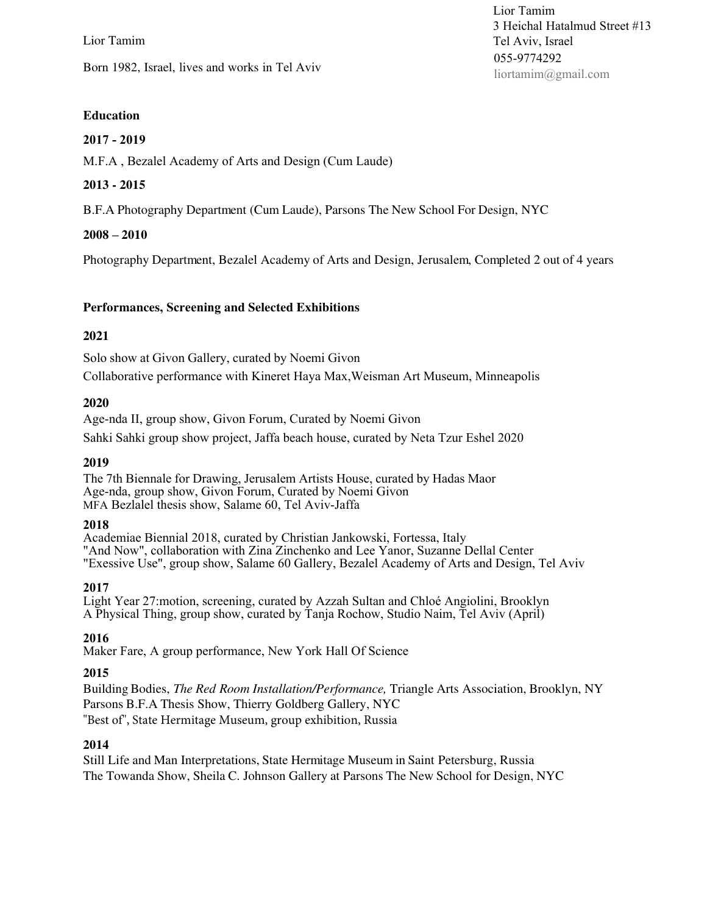Lior Tamim
3 Heichal Hatalmud Street #13
Tel Aviv, Israel
055-9774292
liortamim@gmail.com

Lior Tamim

Born 1982, Israel, lives and works in Tel Aviv

**Education**

**2017 - 2019**

M.F.A , Bezalel Academy of Arts and Design (Cum Laude)

**2013 - 2015**

B.F.A Photography Department (Cum Laude), Parsons The New School For Design, NYC

**2008 – 2010**

Photography Department, Bezalel Academy of Arts and Design, Jerusalem, Completed 2 out of 4 years

**Performances, Screening and Selected Exhibitions**

**2021**

Solo show at Givon Gallery, curated by Noemi Givon
Collaborative performance with Kineret Haya Max,Weisman Art Museum, Minneapolis

**2020**

Age-nda II, group show, Givon Forum, Curated by Noemi Givon
Sahki Sahki group show project, Jaffa beach house, curated by Neta Tzur Eshel 2020

**2019**

The 7th Biennale for Drawing, Jerusalem Artists House, curated by Hadas Maor
Age-nda, group show, Givon Forum, Curated by Noemi Givon
MFA Bezlalel thesis show, Salame 60, Tel Aviv-Jaffa

**2018**

Academiae Biennial 2018, curated by Christian Jankowski, Fortessa, Italy
"And Now", collaboration with Zina Zinchenko and Lee Yanor, Suzanne Dellal Center
"Exessive Use", group show, Salame 60 Gallery, Bezalel Academy of Arts and Design, Tel Aviv

**2017**

Light Year 27:motion, screening, curated by Azzah Sultan and Chloé Angiolini, Brooklyn
A Physical Thing, group show, curated by Tanja Rochow, Studio Naim, Tel Aviv (April)

**2016**

Maker Fare, A group performance, New York Hall Of Science

**2015**

Building Bodies, *The Red Room Installation/Performance,* Triangle Arts Association, Brooklyn, NY
Parsons B.F.A Thesis Show, Thierry Goldberg Gallery, NYC
"Best of", State Hermitage Museum, group exhibition, Russia

**2014**

Still Life and Man Interpretations, State Hermitage Museum in Saint Petersburg, Russia
The Towanda Show, Sheila C. Johnson Gallery at Parsons The New School for Design, NYC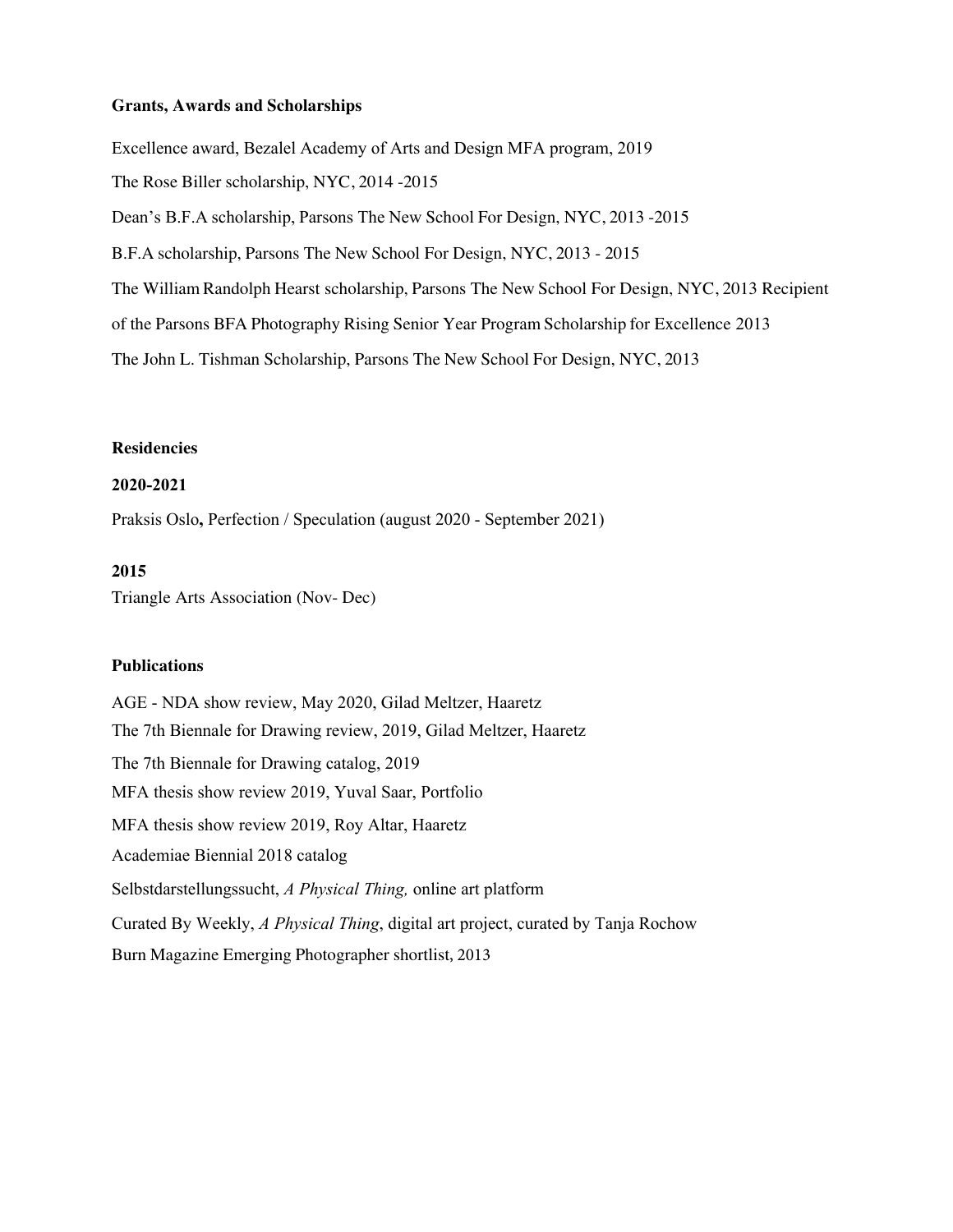**Grants, Awards and Scholarships**

Excellence award, Bezalel Academy of Arts and Design MFA program, 2019

The Rose Biller scholarship, NYC, 2014 -2015

Dean's B.F.A scholarship, Parsons The New School For Design, NYC, 2013 -2015

B.F.A scholarship, Parsons The New School For Design, NYC, 2013 - 2015

The William Randolph Hearst scholarship, Parsons The New School For Design, NYC, 2013 Recipient of the Parsons BFA Photography Rising Senior Year Program Scholarship for Excellence 2013

The John L. Tishman Scholarship, Parsons The New School For Design, NYC, 2013

**Residencies**

**2020-2021**

Praksis Oslo**,** Perfection / Speculation (august 2020 - September 2021)

**2015**

Triangle Arts Association (Nov- Dec)

**Publications**

AGE - NDA show review, May 2020, Gilad Meltzer, Haaretz

The 7th Biennale for Drawing review, 2019, Gilad Meltzer, Haaretz

The 7th Biennale for Drawing catalog, 2019

MFA thesis show review 2019, Yuval Saar, Portfolio

MFA thesis show review 2019, Roy Altar, Haaretz

Academiae Biennial 2018 catalog

Selbstdarstellungssucht, *A Physical Thing,* online art platform

Curated By Weekly, *A Physical Thing*, digital art project, curated by Tanja Rochow

Burn Magazine Emerging Photographer shortlist, 2013